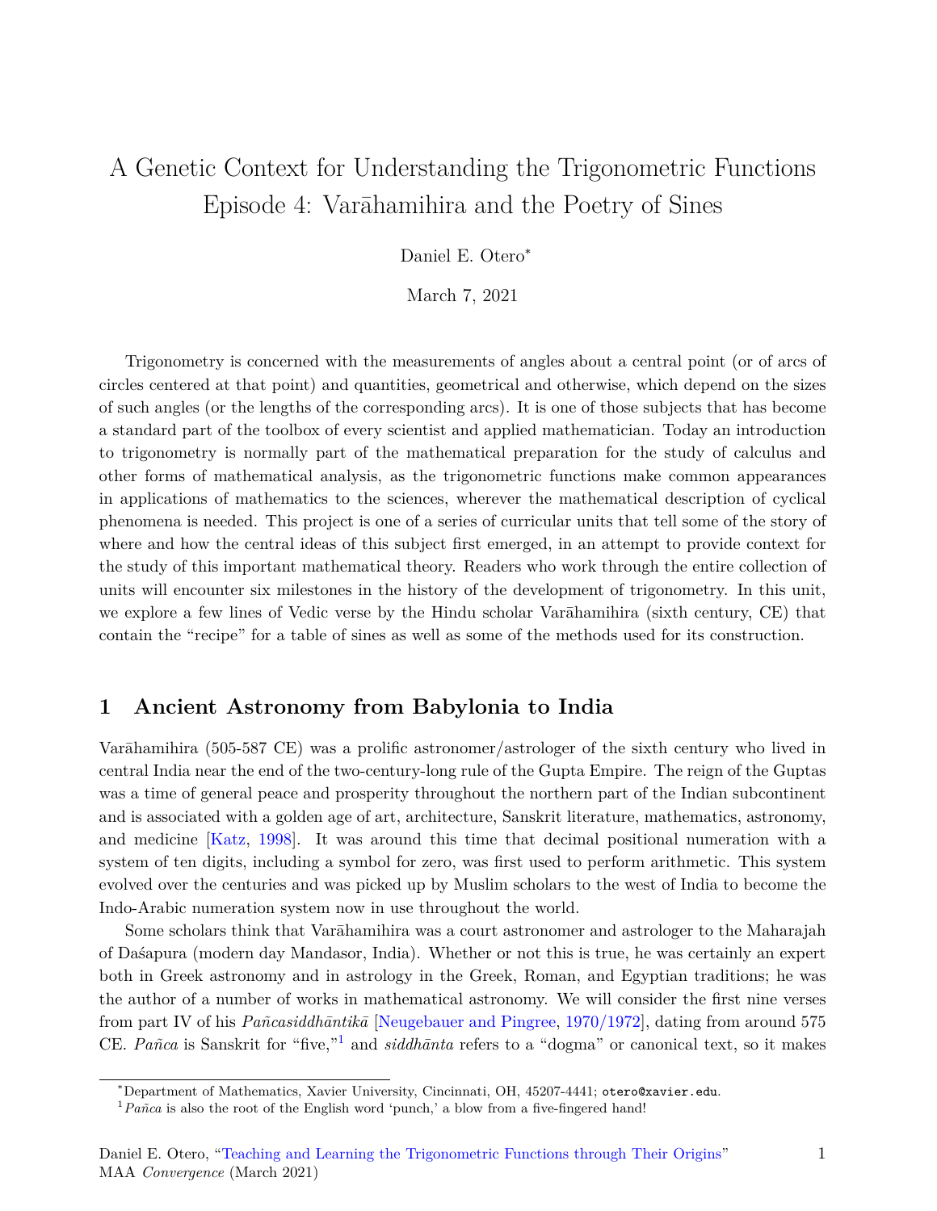# A Genetic Context for Understanding the Trigonometric Functions
# Episode 4: Varāhamihira and the Poetry of Sines

Daniel E. Otero[*]

March 7, 2021

Trigonometry is concerned with the measurements of angles about a central point (or of arcs of circles centered at that point) and quantities, geometrical and otherwise, which depend on the sizes of such angles (or the lengths of the corresponding arcs). It is one of those subjects that has become a standard part of the toolbox of every scientist and applied mathematician. Today an introduction to trigonometry is normally part of the mathematical preparation for the study of calculus and other forms of mathematical analysis, as the trigonometric functions make common appearances in applications of mathematics to the sciences, wherever the mathematical description of cyclical phenomena is needed. This project is one of a series of curricular units that tell some of the story of where and how the central ideas of this subject first emerged, in an attempt to provide context for the study of this important mathematical theory. Readers who work through the entire collection of units will encounter six milestones in the history of the development of trigonometry. In this unit, we explore a few lines of Vedic verse by the Hindu scholar Varāhamihira (sixth century, CE) that contain the "recipe" for a table of sines as well as some of the methods used for its construction.

## 1 Ancient Astronomy from Babylonia to India

Varāhamihira (505-587 CE) was a prolific astronomer/astrologer of the sixth century who lived in central India near the end of the two-century-long rule of the Gupta Empire. The reign of the Guptas was a time of general peace and prosperity throughout the northern part of the Indian subcontinent and is associated with a golden age of art, architecture, Sanskrit literature, mathematics, astronomy, and medicine [Katz, 1998]. It was around this time that decimal positional numeration with a system of ten digits, including a symbol for zero, was first used to perform arithmetic. This system evolved over the centuries and was picked up by Muslim scholars to the west of India to become the Indo-Arabic numeration system now in use throughout the world.

Some scholars think that Varāhamihira was a court astronomer and astrologer to the Maharajah of Daśapura (modern day Mandasor, India). Whether or not this is true, he was certainly an expert both in Greek astronomy and in astrology in the Greek, Roman, and Egyptian traditions; he was the author of a number of works in mathematical astronomy. We will consider the first nine verses from part IV of his *Pañcasiddhāntikā* [Neugebauer and Pingree, 1970/1972], dating from around 575 CE. *Pañca* is Sanskrit for "five,"[1] and *siddhānta* refers to a "dogma" or canonical text, so it makes

[*] Department of Mathematics, Xavier University, Cincinnati, OH, 45207-4441; otero@xavier.edu.

[1] *Pañca* is also the root of the English word 'punch,' a blow from a five-fingered hand!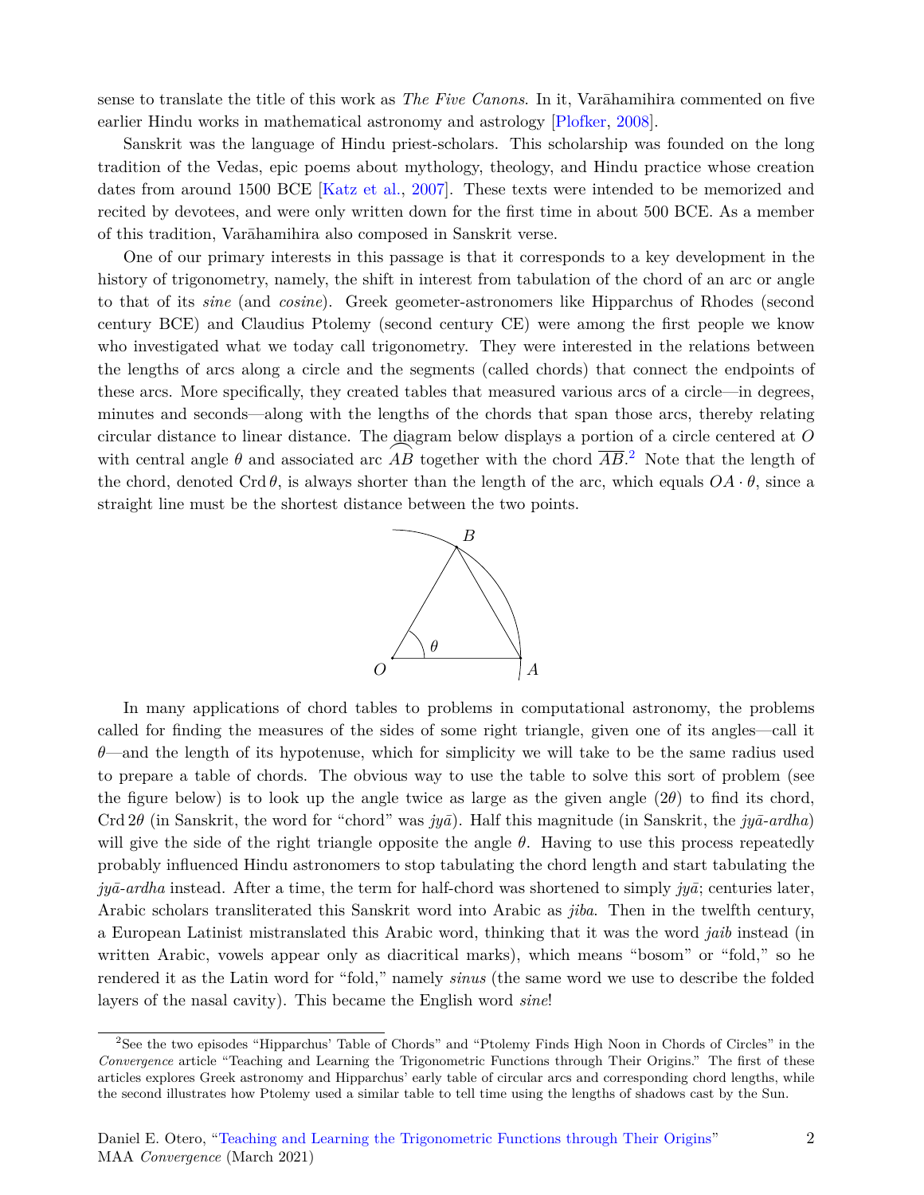sense to translate the title of this work as *The Five Canons*. In it, Varāhamihira commented on five earlier Hindu works in mathematical astronomy and astrology [Plofker, 2008].

Sanskrit was the language of Hindu priest-scholars. This scholarship was founded on the long tradition of the Vedas, epic poems about mythology, theology, and Hindu practice whose creation dates from around 1500 BCE [Katz et al., 2007]. These texts were intended to be memorized and recited by devotees, and were only written down for the first time in about 500 BCE. As a member of this tradition, Varāhamihira also composed in Sanskrit verse.

One of our primary interests in this passage is that it corresponds to a key development in the history of trigonometry, namely, the shift in interest from tabulation of the chord of an arc or angle to that of its *sine* (and *cosine*). Greek geometer-astronomers like Hipparchus of Rhodes (second century BCE) and Claudius Ptolemy (second century CE) were among the first people we know who investigated what we today call trigonometry. They were interested in the relations between the lengths of arcs along a circle and the segments (called chords) that connect the endpoints of these arcs. More specifically, they created tables that measured various arcs of a circle—in degrees, minutes and seconds—along with the lengths of the chords that span those arcs, thereby relating circular distance to linear distance. The diagram below displays a portion of a circle centered at $O$ with central angle $\theta$ and associated arc $\overset{\frown}{AB}$ together with the chord $\overline{AB}$.[2] Note that the length of the chord, denoted $\operatorname{Crd}\theta$, is always shorter than the length of the arc, which equals $OA \cdot \theta$, since a straight line must be the shortest distance between the two points.

In many applications of chord tables to problems in computational astronomy, the problems called for finding the measures of the sides of some right triangle, given one of its angles—call it $\theta$—and the length of its hypotenuse, which for simplicity we will take to be the same radius used to prepare a table of chords. The obvious way to use the table to solve this sort of problem (see the figure below) is to look up the angle twice as large as the given angle ($2\theta$) to find its chord, $\operatorname{Crd} 2\theta$ (in Sanskrit, the word for "chord" was *jyā*). Half this magnitude (in Sanskrit, the *jyā-ardha*) will give the side of the right triangle opposite the angle $\theta$. Having to use this process repeatedly probably influenced Hindu astronomers to stop tabulating the chord length and start tabulating the *jyā-ardha* instead. After a time, the term for half-chord was shortened to simply *jyā*; centuries later, Arabic scholars transliterated this Sanskrit word into Arabic as *jiba*. Then in the twelfth century, a European Latinist mistranslated this Arabic word, thinking that it was the word *jaib* instead (in written Arabic, vowels appear only as diacritical marks), which means "bosom" or "fold," so he rendered it as the Latin word for "fold," namely *sinus* (the same word we use to describe the folded layers of the nasal cavity). This became the English word *sine*!

---

[2] See the two episodes "Hipparchus' Table of Chords" and "Ptolemy Finds High Noon in Chords of Circles" in the *Convergence* article "Teaching and Learning the Trigonometric Functions through Their Origins." The first of these articles explores Greek astronomy and Hipparchus' early table of circular arcs and corresponding chord lengths, while the second illustrates how Ptolemy used a similar table to tell time using the lengths of shadows cast by the Sun.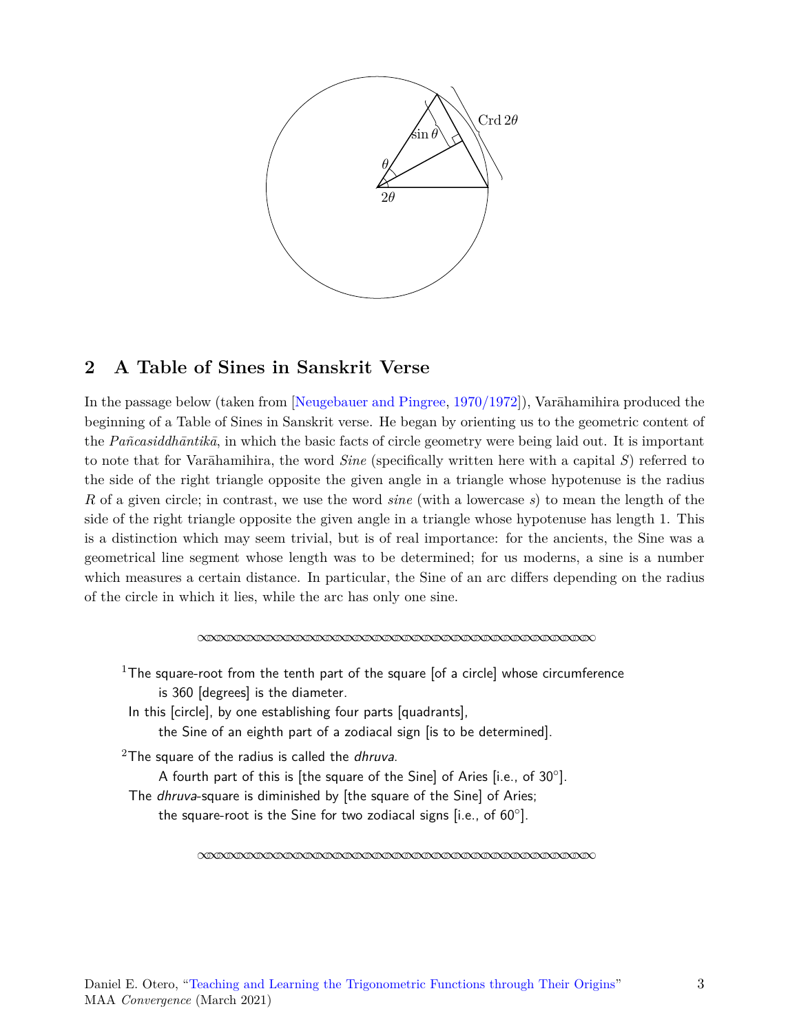## 2 A Table of Sines in Sanskrit Verse

In the passage below (taken from [Neugebauer and Pingree, 1970/1972]), Varāhamihira produced the beginning of a Table of Sines in Sanskrit verse. He began by orienting us to the geometric content of the *Pañcasiddhāntikā*, in which the basic facts of circle geometry were being laid out. It is important to note that for Varāhamihira, the word *Sine* (specifically written here with a capital *S*) referred to the side of the right triangle opposite the given angle in a triangle whose hypotenuse is the radius $R$ of a given circle; in contrast, we use the word *sine* (with a lowercase *s*) to mean the length of the side of the right triangle opposite the given angle in a triangle whose hypotenuse has length 1. This is a distinction which may seem trivial, but is of real importance: for the ancients, the Sine was a geometrical line segment whose length was to be determined; for us moderns, a sine is a number which measures a certain distance. In particular, the Sine of an arc differs depending on the radius of the circle in which it lies, while the arc has only one sine.

---

[1]The square-root from the tenth part of the square [of a circle] whose circumference is 360 [degrees] is the diameter.
In this [circle], by one establishing four parts [quadrants],
the Sine of an eighth part of a zodiacal sign [is to be determined].

[2]The square of the radius is called the *dhruva*.
A fourth part of this is [the square of the Sine] of Aries [i.e., of 30°].
The *dhruva*-square is diminished by [the square of the Sine] of Aries;
the square-root is the Sine for two zodiacal signs [i.e., of 60°].

---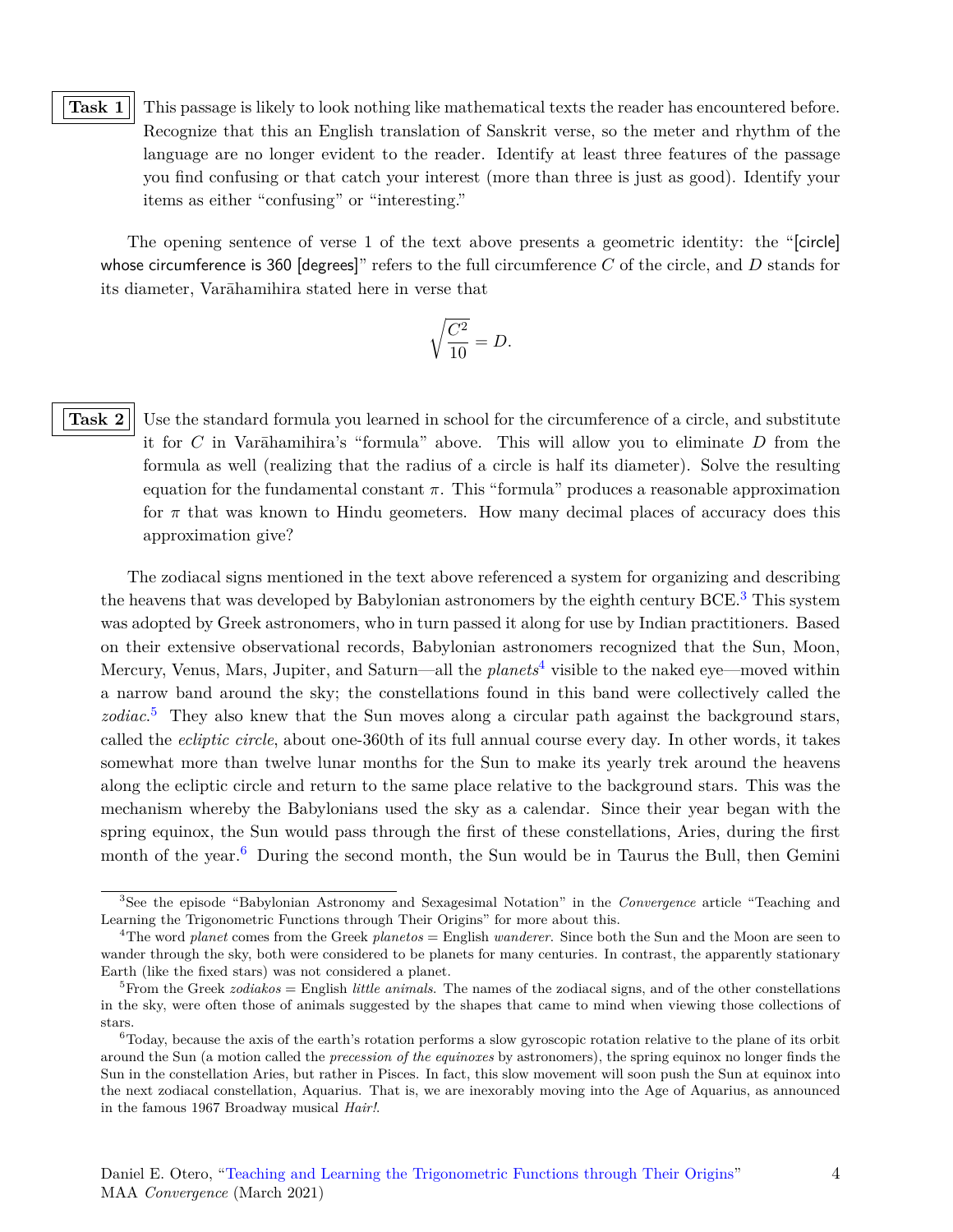**Task 1** This passage is likely to look nothing like mathematical texts the reader has encountered before. Recognize that this an English translation of Sanskrit verse, so the meter and rhythm of the language are no longer evident to the reader. Identify at least three features of the passage you find confusing or that catch your interest (more than three is just as good). Identify your items as either "confusing" or "interesting."

The opening sentence of verse 1 of the text above presents a geometric identity: the "[circle] whose circumference is 360 [degrees]" refers to the full circumference $C$ of the circle, and $D$ stands for its diameter, Varāhamihira stated here in verse that

$$\sqrt{\frac{C^2}{10}} = D.$$

**Task 2** Use the standard formula you learned in school for the circumference of a circle, and substitute it for $C$ in Varāhamihira's "formula" above. This will allow you to eliminate $D$ from the formula as well (realizing that the radius of a circle is half its diameter). Solve the resulting equation for the fundamental constant $\pi$. This "formula" produces a reasonable approximation for $\pi$ that was known to Hindu geometers. How many decimal places of accuracy does this approximation give?

The zodiacal signs mentioned in the text above referenced a system for organizing and describing the heavens that was developed by Babylonian astronomers by the eighth century BCE.[3] This system was adopted by Greek astronomers, who in turn passed it along for use by Indian practitioners. Based on their extensive observational records, Babylonian astronomers recognized that the Sun, Moon, Mercury, Venus, Mars, Jupiter, and Saturn—all the *planets*[4] visible to the naked eye—moved within a narrow band around the sky; the constellations found in this band were collectively called the *zodiac*.[5] They also knew that the Sun moves along a circular path against the background stars, called the *ecliptic circle*, about one-360th of its full annual course every day. In other words, it takes somewhat more than twelve lunar months for the Sun to make its yearly trek around the heavens along the ecliptic circle and return to the same place relative to the background stars. This was the mechanism whereby the Babylonians used the sky as a calendar. Since their year began with the spring equinox, the Sun would pass through the first of these constellations, Aries, during the first month of the year.[6] During the second month, the Sun would be in Taurus the Bull, then Gemini

---

[3] See the episode "Babylonian Astronomy and Sexagesimal Notation" in the *Convergence* article "Teaching and Learning the Trigonometric Functions through Their Origins" for more about this.

[4] The word *planet* comes from the Greek *planetos* = English *wanderer*. Since both the Sun and the Moon are seen to wander through the sky, both were considered to be planets for many centuries. In contrast, the apparently stationary Earth (like the fixed stars) was not considered a planet.

[5] From the Greek *zodiakos* = English *little animals*. The names of the zodiacal signs, and of the other constellations in the sky, were often those of animals suggested by the shapes that came to mind when viewing those collections of stars.

[6] Today, because the axis of the earth's rotation performs a slow gyroscopic rotation relative to the plane of its orbit around the Sun (a motion called the *precession of the equinoxes* by astronomers), the spring equinox no longer finds the Sun in the constellation Aries, but rather in Pisces. In fact, this slow movement will soon push the Sun at equinox into the next zodiacal constellation, Aquarius. That is, we are inexorably moving into the Age of Aquarius, as announced in the famous 1967 Broadway musical *Hair!*.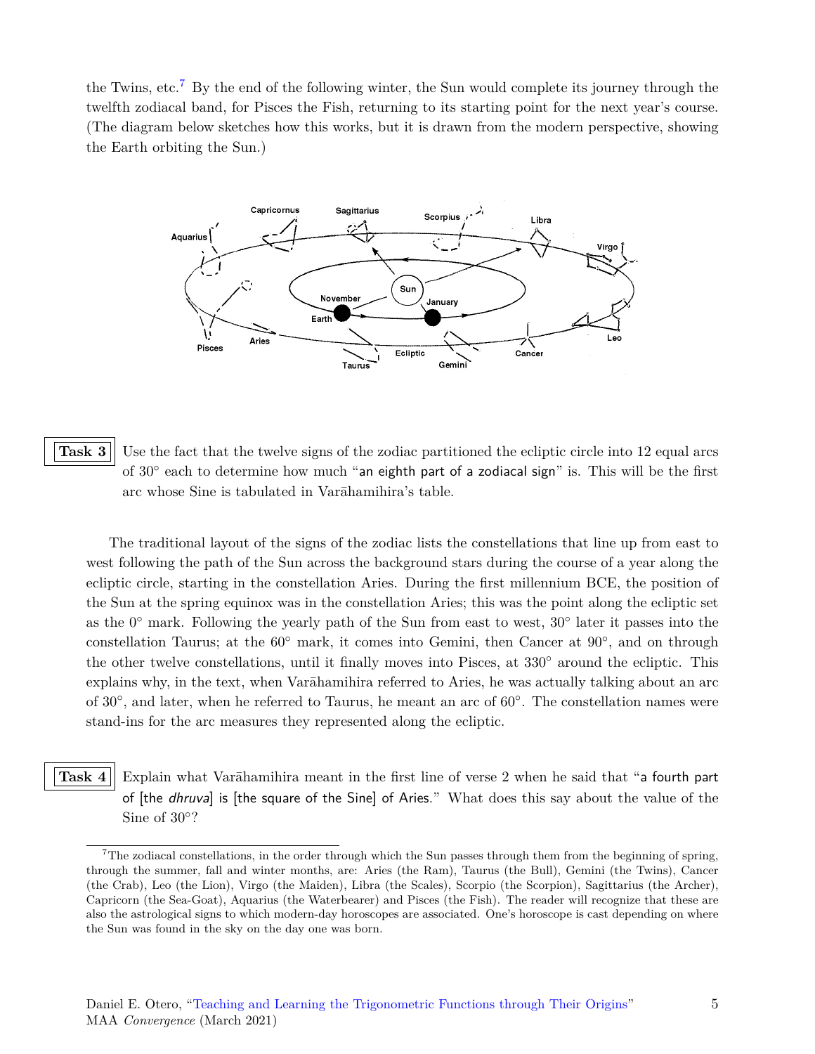the Twins, etc.[7] By the end of the following winter, the Sun would complete its journey through the twelfth zodiacal band, for Pisces the Fish, returning to its starting point for the next year's course. (The diagram below sketches how this works, but it is drawn from the modern perspective, showing the Earth orbiting the Sun.)

**Task 3** Use the fact that the twelve signs of the zodiac partitioned the ecliptic circle into 12 equal arcs of 30° each to determine how much "an eighth part of a zodiacal sign" is. This will be the first arc whose Sine is tabulated in Varāhamihira's table.

The traditional layout of the signs of the zodiac lists the constellations that line up from east to west following the path of the Sun across the background stars during the course of a year along the ecliptic circle, starting in the constellation Aries. During the first millennium BCE, the position of the Sun at the spring equinox was in the constellation Aries; this was the point along the ecliptic set as the 0° mark. Following the yearly path of the Sun from east to west, 30° later it passes into the constellation Taurus; at the 60° mark, it comes into Gemini, then Cancer at 90°, and on through the other twelve constellations, until it finally moves into Pisces, at 330° around the ecliptic. This explains why, in the text, when Varāhamihira referred to Aries, he was actually talking about an arc of 30°, and later, when he referred to Taurus, he meant an arc of 60°. The constellation names were stand-ins for the arc measures they represented along the ecliptic.

**Task 4** Explain what Varāhamihira meant in the first line of verse 2 when he said that "a fourth part of [the *dhruva*] is [the square of the Sine] of Aries." What does this say about the value of the Sine of 30°?

[7] The zodiacal constellations, in the order through which the Sun passes through them from the beginning of spring, through the summer, fall and winter months, are: Aries (the Ram), Taurus (the Bull), Gemini (the Twins), Cancer (the Crab), Leo (the Lion), Virgo (the Maiden), Libra (the Scales), Scorpio (the Scorpion), Sagittarius (the Archer), Capricorn (the Sea-Goat), Aquarius (the Waterbearer) and Pisces (the Fish). The reader will recognize that these are also the astrological signs to which modern-day horoscopes are associated. One's horoscope is cast depending on where the Sun was found in the sky on the day one was born.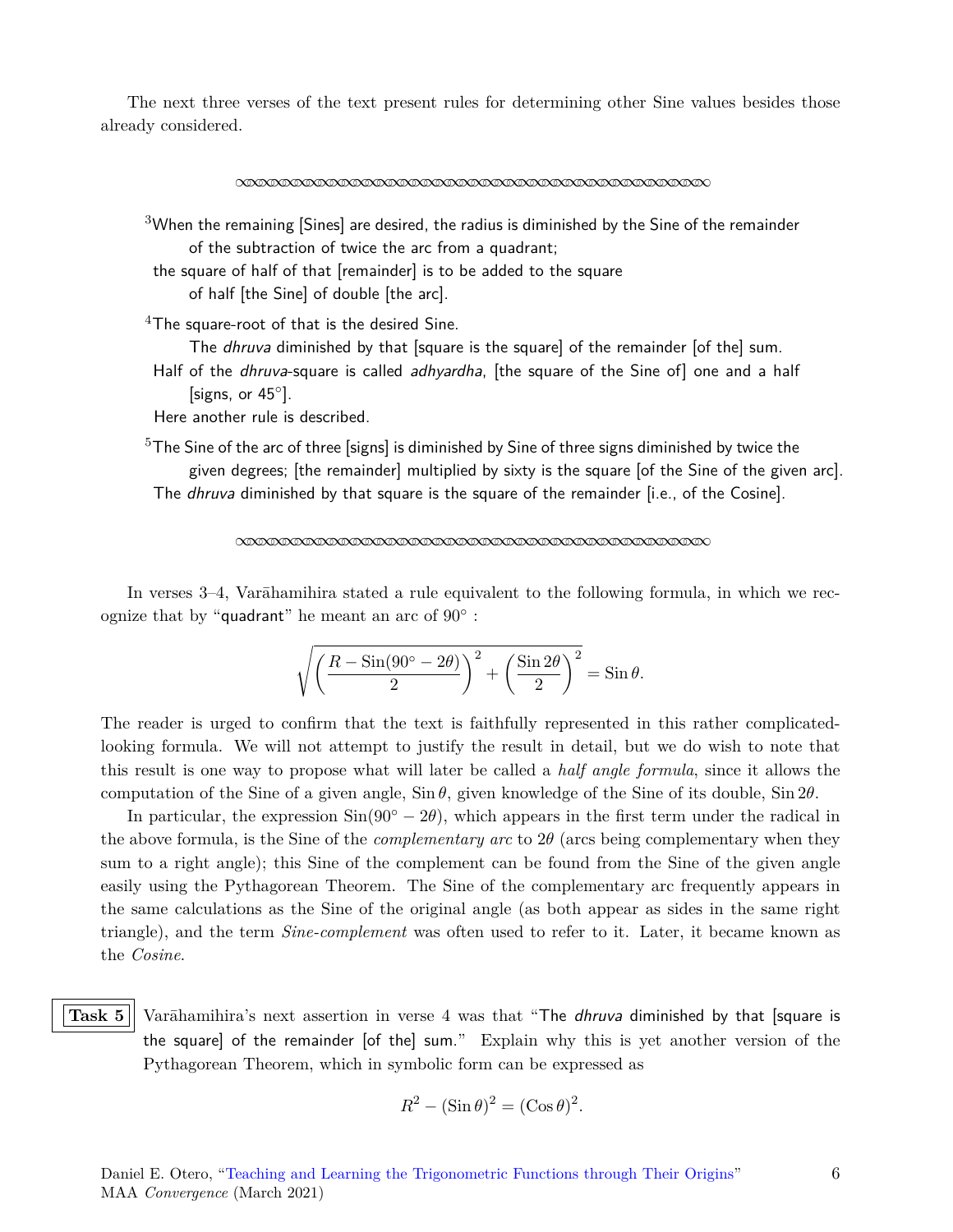The next three verses of the text present rules for determining other Sine values besides those already considered.

---

[3]When the remaining [Sines] are desired, the radius is diminished by the Sine of the remainder of the subtraction of twice the arc from a quadrant;
the square of half of that [remainder] is to be added to the square of half [the Sine] of double [the arc].

[4]The square-root of that is the desired Sine.
The *dhruva* diminished by that [square is the square] of the remainder [of the] sum.
Half of the *dhruva*-square is called *adhyardha*, [the square of the Sine of] one and a half [signs, or 45°].
Here another rule is described.

[5]The Sine of the arc of three [signs] is diminished by Sine of three signs diminished by twice the given degrees; [the remainder] multiplied by sixty is the square [of the Sine of the given arc].
The *dhruva* diminished by that square is the square of the remainder [i.e., of the Cosine].

---

In verses 3–4, Varāhamihira stated a rule equivalent to the following formula, in which we recognize that by "quadrant" he meant an arc of 90° :

$$\sqrt{\left(\frac{R - \operatorname{Sin}(90^\circ - 2\theta)}{2}\right)^2 + \left(\frac{\operatorname{Sin} 2\theta}{2}\right)^2} = \operatorname{Sin}\theta.$$

The reader is urged to confirm that the text is faithfully represented in this rather complicated-looking formula. We will not attempt to justify the result in detail, but we do wish to note that this result is one way to propose what will later be called a *half angle formula*, since it allows the computation of the Sine of a given angle, $\operatorname{Sin}\theta$, given knowledge of the Sine of its double, $\operatorname{Sin} 2\theta$.

In particular, the expression $\operatorname{Sin}(90^\circ - 2\theta)$, which appears in the first term under the radical in the above formula, is the Sine of the *complementary arc* to $2\theta$ (arcs being complementary when they sum to a right angle); this Sine of the complement can be found from the Sine of the given angle easily using the Pythagorean Theorem. The Sine of the complementary arc frequently appears in the same calculations as the Sine of the original angle (as both appear as sides in the same right triangle), and the term *Sine-complement* was often used to refer to it. Later, it became known as the *Cosine*.

**Task 5** Varāhamihira's next assertion in verse 4 was that "The *dhruva* diminished by that [square is the square] of the remainder [of the] sum." Explain why this is yet another version of the Pythagorean Theorem, which in symbolic form can be expressed as

$$R^2 - (\operatorname{Sin}\theta)^2 = (\operatorname{Cos}\theta)^2.$$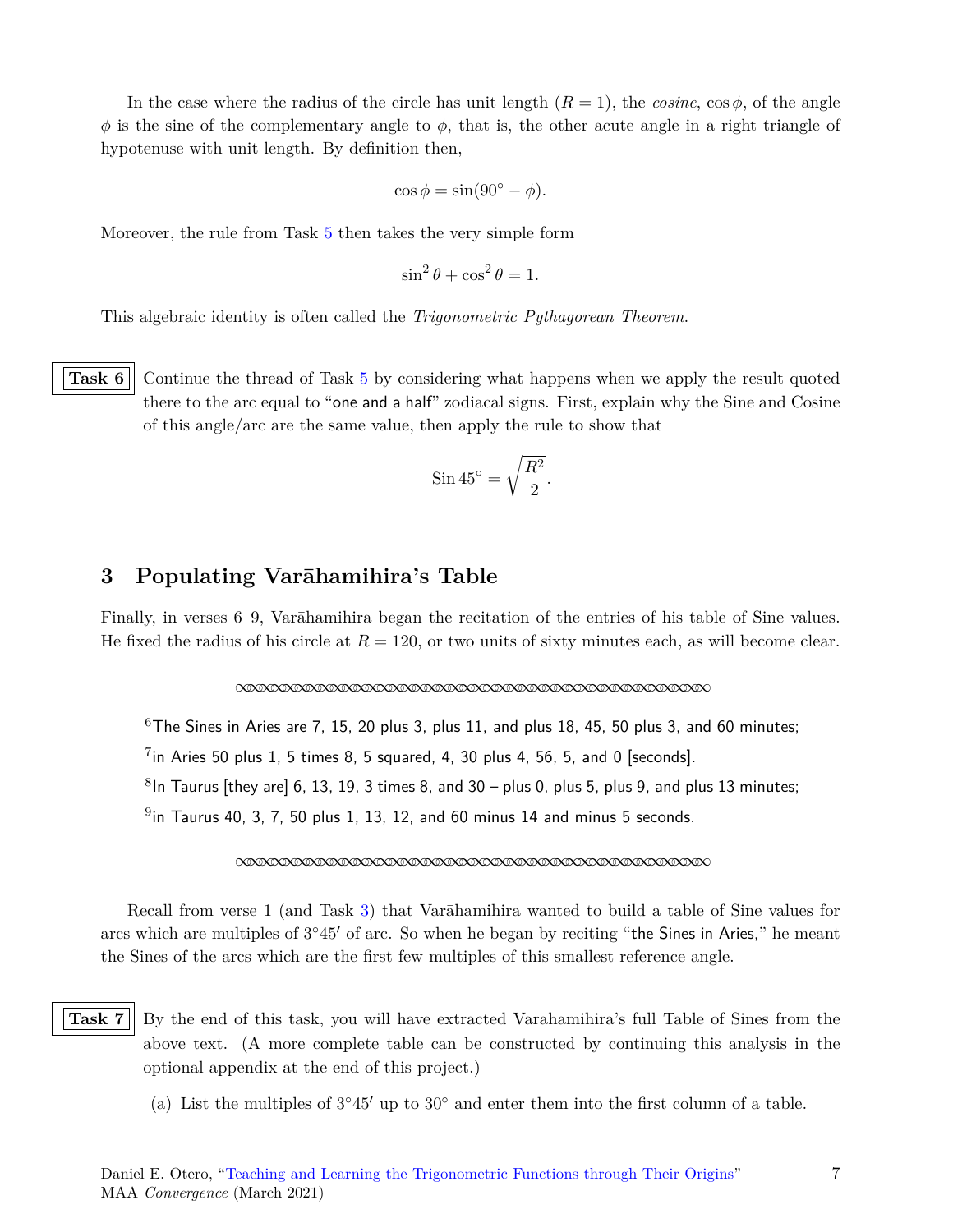In the case where the radius of the circle has unit length ($R = 1$), the *cosine*, $\cos\phi$, of the angle $\phi$ is the sine of the complementary angle to $\phi$, that is, the other acute angle in a right triangle of hypotenuse with unit length. By definition then,

$$\cos\phi = \sin(90^\circ - \phi).$$

Moreover, the rule from Task 5 then takes the very simple form

$$\sin^2\theta + \cos^2\theta = 1.$$

This algebraic identity is often called the *Trigonometric Pythagorean Theorem*.

**Task 6** Continue the thread of Task 5 by considering what happens when we apply the result quoted there to the arc equal to "one and a half" zodiacal signs. First, explain why the Sine and Cosine of this angle/arc are the same value, then apply the rule to show that

$$\operatorname{Sin} 45^\circ = \sqrt{\frac{R^2}{2}}.$$

## 3 Populating Varāhamihira's Table

Finally, in verses 6–9, Varāhamihira began the recitation of the entries of his table of Sine values. He fixed the radius of his circle at $R = 120$, or two units of sixty minutes each, as will become clear.

---

[6] The Sines in Aries are 7, 15, 20 plus 3, plus 11, and plus 18, 45, 50 plus 3, and 60 minutes;

[7] in Aries 50 plus 1, 5 times 8, 5 squared, 4, 30 plus 4, 56, 5, and 0 [seconds].

[8] In Taurus [they are] 6, 13, 19, 3 times 8, and 30 – plus 0, plus 5, plus 9, and plus 13 minutes;

[9] in Taurus 40, 3, 7, 50 plus 1, 13, 12, and 60 minus 14 and minus 5 seconds.

---

Recall from verse 1 (and Task 3) that Varāhamihira wanted to build a table of Sine values for arcs which are multiples of $3^\circ 45'$ of arc. So when he began by reciting "the Sines in Aries," he meant the Sines of the arcs which are the first few multiples of this smallest reference angle.

**Task 7** By the end of this task, you will have extracted Varāhamihira's full Table of Sines from the above text. (A more complete table can be constructed by continuing this analysis in the optional appendix at the end of this project.)

(a) List the multiples of $3^\circ 45'$ up to $30^\circ$ and enter them into the first column of a table.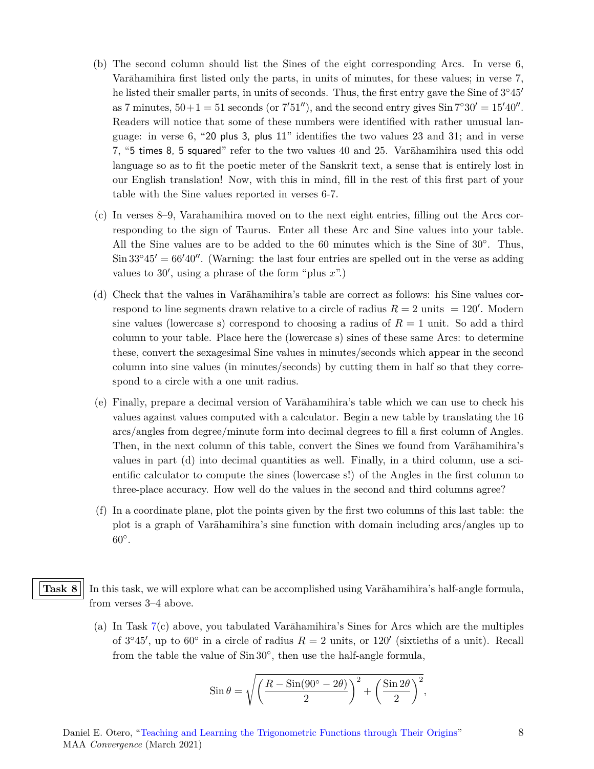(b) The second column should list the Sines of the eight corresponding Arcs. In verse 6, Varāhamihira first listed only the parts, in units of minutes, for these values; in verse 7, he listed their smaller parts, in units of seconds. Thus, the first entry gave the Sine of $3°45'$ as 7 minutes, $50+1 = 51$ seconds (or $7'51''$), and the second entry gives $\text{Sin}\, 7°30' = 15'40''$. Readers will notice that some of these numbers were identified with rather unusual language: in verse 6, "20 plus 3, plus 11" identifies the two values 23 and 31; and in verse 7, "5 times 8, 5 squared" refer to the two values 40 and 25. Varāhamihira used this odd language so as to fit the poetic meter of the Sanskrit text, a sense that is entirely lost in our English translation! Now, with this in mind, fill in the rest of this first part of your table with the Sine values reported in verses 6-7.

(c) In verses 8–9, Varāhamihira moved on to the next eight entries, filling out the Arcs corresponding to the sign of Taurus. Enter all these Arc and Sine values into your table. All the Sine values are to be added to the 60 minutes which is the Sine of 30°. Thus, $\text{Sin}\, 33°45' = 66'40''$. (Warning: the last four entries are spelled out in the verse as adding values to $30'$, using a phrase of the form "plus $x$".)

(d) Check that the values in Varāhamihira's table are correct as follows: his Sine values correspond to line segments drawn relative to a circle of radius $R = 2$ units $= 120'$. Modern sine values (lowercase s) correspond to choosing a radius of $R = 1$ unit. So add a third column to your table. Place here the (lowercase s) sines of these same Arcs: to determine these, convert the sexagesimal Sine values in minutes/seconds which appear in the second column into sine values (in minutes/seconds) by cutting them in half so that they correspond to a circle with a one unit radius.

(e) Finally, prepare a decimal version of Varāhamihira's table which we can use to check his values against values computed with a calculator. Begin a new table by translating the 16 arcs/angles from degree/minute form into decimal degrees to fill a first column of Angles. Then, in the next column of this table, convert the Sines we found from Varāhamihira's values in part (d) into decimal quantities as well. Finally, in a third column, use a scientific calculator to compute the sines (lowercase s!) of the Angles in the first column to three-place accuracy. How well do the values in the second and third columns agree?

(f) In a coordinate plane, plot the points given by the first two columns of this last table: the plot is a graph of Varāhamihira's sine function with domain including arcs/angles up to 60°.

**Task 8** In this task, we will explore what can be accomplished using Varāhamihira's half-angle formula, from verses 3–4 above.

(a) In Task 7(c) above, you tabulated Varāhamihira's Sines for Arcs which are the multiples of $3°45'$, up to 60° in a circle of radius $R = 2$ units, or $120'$ (sixtieths of a unit). Recall from the table the value of $\text{Sin}\, 30°$, then use the half-angle formula,

$$\text{Sin}\, \theta = \sqrt{\left(\frac{R - \text{Sin}(90° - 2\theta)}{2}\right)^2 + \left(\frac{\text{Sin}\, 2\theta}{2}\right)^2},$$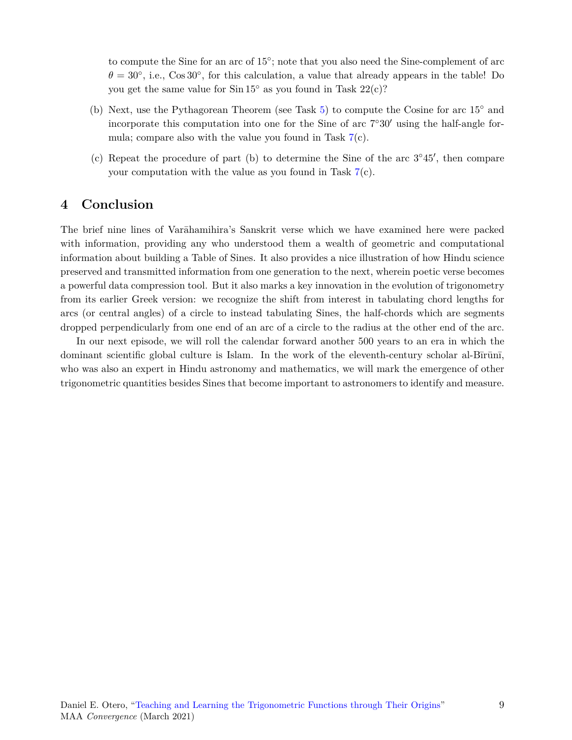to compute the Sine for an arc of $15°$; note that you also need the Sine-complement of arc $\theta = 30°$, i.e., $\mathrm{Cos}\, 30°$, for this calculation, a value that already appears in the table! Do you get the same value for $\mathrm{Sin}\, 15°$ as you found in Task 22(c)?

(b) Next, use the Pythagorean Theorem (see Task 5) to compute the Cosine for arc $15°$ and incorporate this computation into one for the Sine of arc $7°30'$ using the half-angle formula; compare also with the value you found in Task 7(c).

(c) Repeat the procedure of part (b) to determine the Sine of the arc $3°45'$, then compare your computation with the value as you found in Task 7(c).

## 4 Conclusion

The brief nine lines of Varāhamihira's Sanskrit verse which we have examined here were packed with information, providing any who understood them a wealth of geometric and computational information about building a Table of Sines. It also provides a nice illustration of how Hindu science preserved and transmitted information from one generation to the next, wherein poetic verse becomes a powerful data compression tool. But it also marks a key innovation in the evolution of trigonometry from its earlier Greek version: we recognize the shift from interest in tabulating chord lengths for arcs (or central angles) of a circle to instead tabulating Sines, the half-chords which are segments dropped perpendicularly from one end of an arc of a circle to the radius at the other end of the arc.

In our next episode, we will roll the calendar forward another 500 years to an era in which the dominant scientific global culture is Islam. In the work of the eleventh-century scholar al-Bīrūnī, who was also an expert in Hindu astronomy and mathematics, we will mark the emergence of other trigonometric quantities besides Sines that become important to astronomers to identify and measure.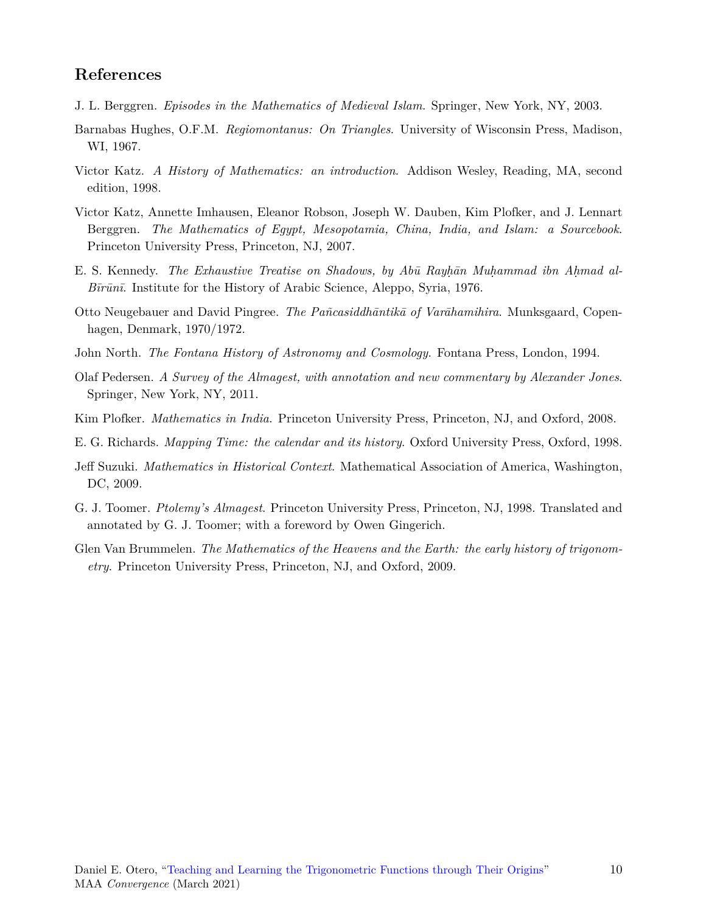## References

J. L. Berggren. *Episodes in the Mathematics of Medieval Islam*. Springer, New York, NY, 2003.

Barnabas Hughes, O.F.M. *Regiomontanus: On Triangles*. University of Wisconsin Press, Madison, WI, 1967.

Victor Katz. *A History of Mathematics: an introduction*. Addison Wesley, Reading, MA, second edition, 1998.

Victor Katz, Annette Imhausen, Eleanor Robson, Joseph W. Dauben, Kim Plofker, and J. Lennart Berggren. *The Mathematics of Egypt, Mesopotamia, China, India, and Islam: a Sourcebook*. Princeton University Press, Princeton, NJ, 2007.

E. S. Kennedy. *The Exhaustive Treatise on Shadows, by Abū Rayḥān Muḥammad ibn Aḥmad al-Bīrūnī*. Institute for the History of Arabic Science, Aleppo, Syria, 1976.

Otto Neugebauer and David Pingree. *The Pañcasiddhāntikā of Varāhamihira*. Munksgaard, Copenhagen, Denmark, 1970/1972.

John North. *The Fontana History of Astronomy and Cosmology*. Fontana Press, London, 1994.

Olaf Pedersen. *A Survey of the Almagest, with annotation and new commentary by Alexander Jones*. Springer, New York, NY, 2011.

Kim Plofker. *Mathematics in India*. Princeton University Press, Princeton, NJ, and Oxford, 2008.

E. G. Richards. *Mapping Time: the calendar and its history*. Oxford University Press, Oxford, 1998.

Jeff Suzuki. *Mathematics in Historical Context*. Mathematical Association of America, Washington, DC, 2009.

G. J. Toomer. *Ptolemy's Almagest*. Princeton University Press, Princeton, NJ, 1998. Translated and annotated by G. J. Toomer; with a foreword by Owen Gingerich.

Glen Van Brummelen. *The Mathematics of the Heavens and the Earth: the early history of trigonometry*. Princeton University Press, Princeton, NJ, and Oxford, 2009.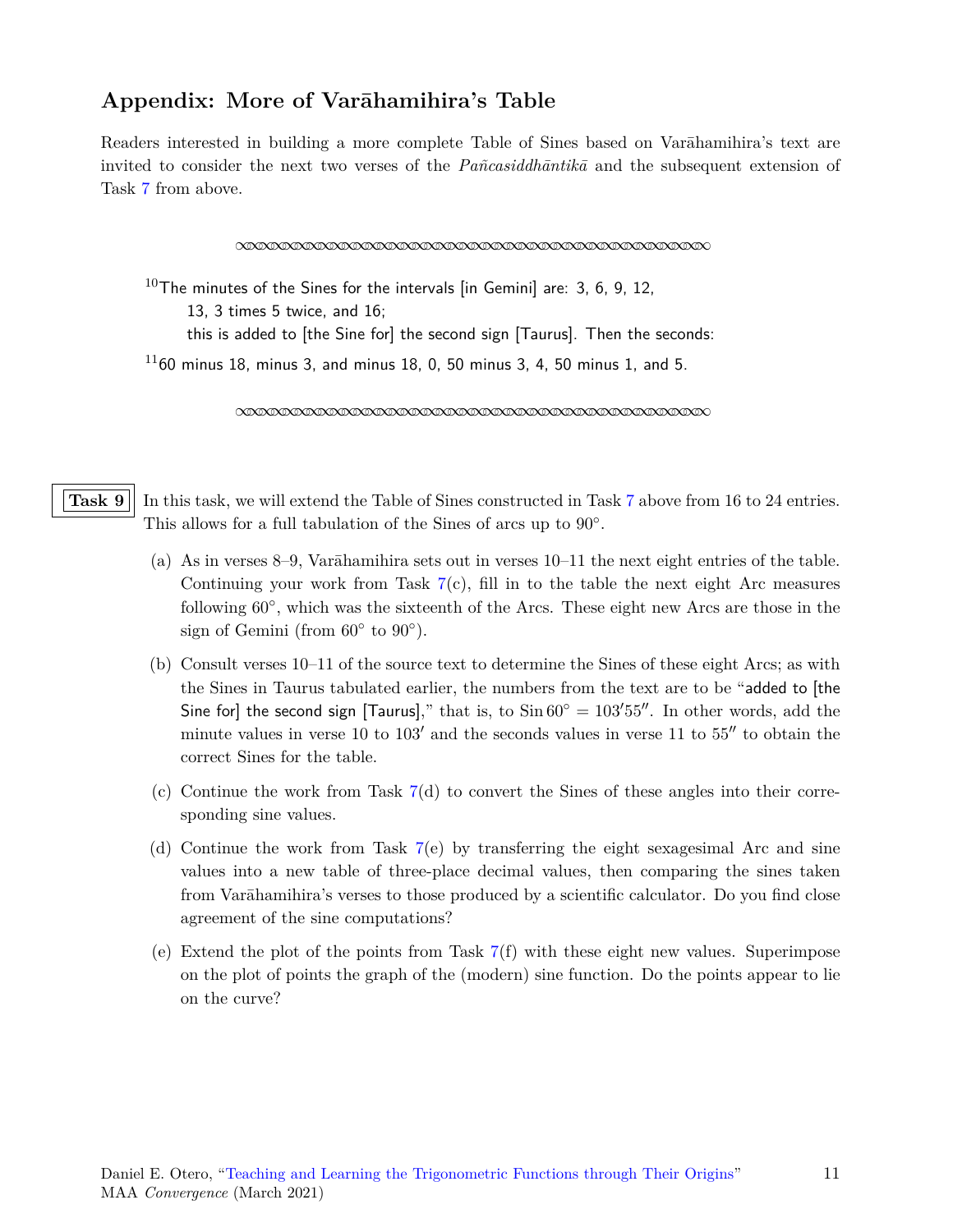## Appendix: More of Varāhamihira's Table

Readers interested in building a more complete Table of Sines based on Varāhamihira's text are invited to consider the next two verses of the *Pañcasiddhāntikā* and the subsequent extension of Task 7 from above.

---

[10] The minutes of the Sines for the intervals [in Gemini] are: 3, 6, 9, 12,
13, 3 times 5 twice, and 16;
this is added to [the Sine for] the second sign [Taurus]. Then the seconds:

[11] 60 minus 18, minus 3, and minus 18, 0, 50 minus 3, 4, 50 minus 1, and 5.

---

**Task 9** In this task, we will extend the Table of Sines constructed in Task 7 above from 16 to 24 entries. This allows for a full tabulation of the Sines of arcs up to 90°.

(a) As in verses 8–9, Varāhamihira sets out in verses 10–11 the next eight entries of the table. Continuing your work from Task 7(c), fill in to the table the next eight Arc measures following 60°, which was the sixteenth of the Arcs. These eight new Arcs are those in the sign of Gemini (from 60° to 90°).

(b) Consult verses 10–11 of the source text to determine the Sines of these eight Arcs; as with the Sines in Taurus tabulated earlier, the numbers from the text are to be "added to [the Sine for] the second sign [Taurus]," that is, to $\text{Sin}\, 60° = 103'55''$. In other words, add the minute values in verse 10 to $103'$ and the seconds values in verse 11 to $55''$ to obtain the correct Sines for the table.

(c) Continue the work from Task 7(d) to convert the Sines of these angles into their corresponding sine values.

(d) Continue the work from Task 7(e) by transferring the eight sexagesimal Arc and sine values into a new table of three-place decimal values, then comparing the sines taken from Varāhamihira's verses to those produced by a scientific calculator. Do you find close agreement of the sine computations?

(e) Extend the plot of the points from Task 7(f) with these eight new values. Superimpose on the plot of points the graph of the (modern) sine function. Do the points appear to lie on the curve?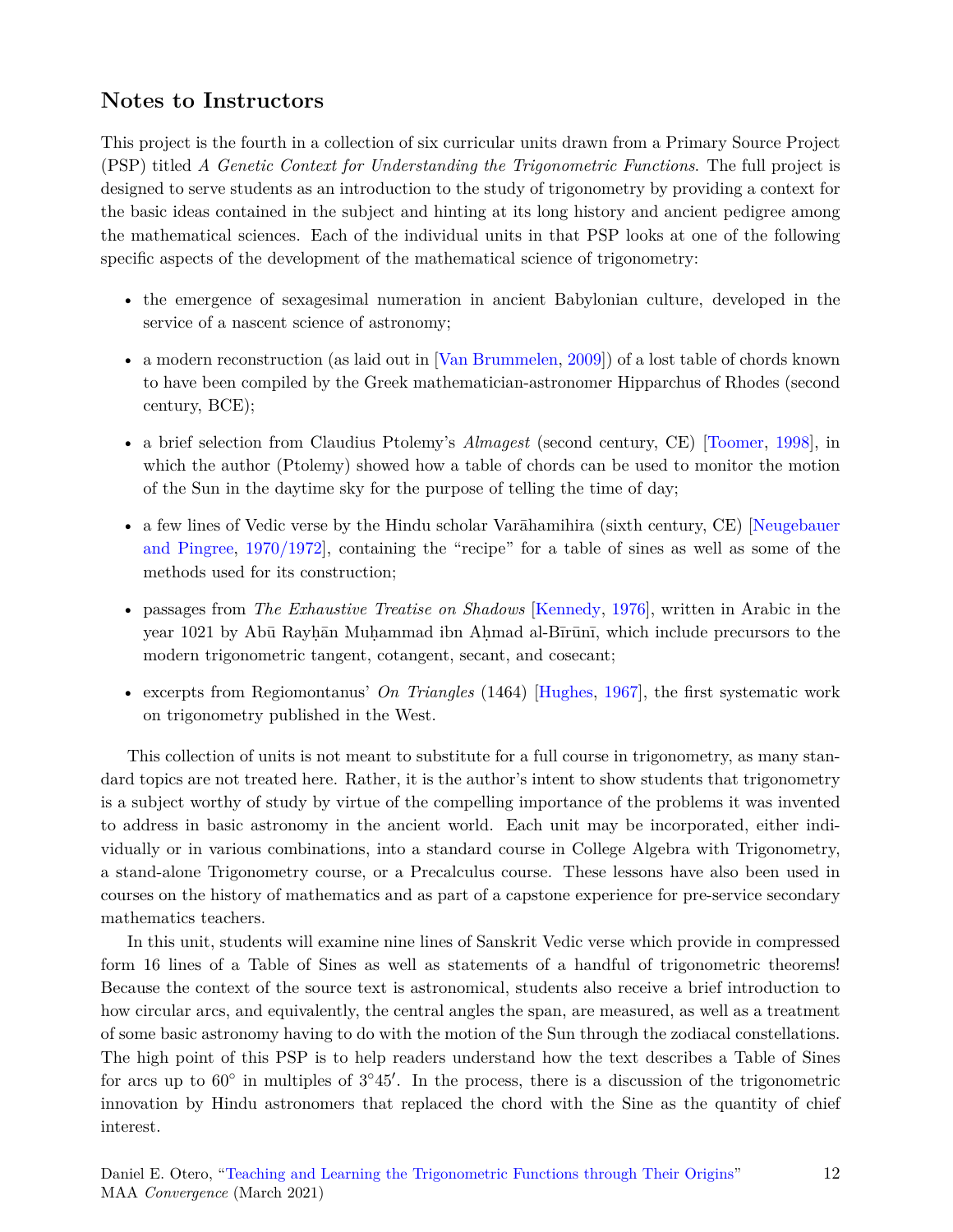## Notes to Instructors

This project is the fourth in a collection of six curricular units drawn from a Primary Source Project (PSP) titled *A Genetic Context for Understanding the Trigonometric Functions*. The full project is designed to serve students as an introduction to the study of trigonometry by providing a context for the basic ideas contained in the subject and hinting at its long history and ancient pedigree among the mathematical sciences. Each of the individual units in that PSP looks at one of the following specific aspects of the development of the mathematical science of trigonometry:

- the emergence of sexagesimal numeration in ancient Babylonian culture, developed in the service of a nascent science of astronomy;
- a modern reconstruction (as laid out in [Van Brummelen, 2009]) of a lost table of chords known to have been compiled by the Greek mathematician-astronomer Hipparchus of Rhodes (second century, BCE);
- a brief selection from Claudius Ptolemy's *Almagest* (second century, CE) [Toomer, 1998], in which the author (Ptolemy) showed how a table of chords can be used to monitor the motion of the Sun in the daytime sky for the purpose of telling the time of day;
- a few lines of Vedic verse by the Hindu scholar Varāhamihira (sixth century, CE) [Neugebauer and Pingree, 1970/1972], containing the "recipe" for a table of sines as well as some of the methods used for its construction;
- passages from *The Exhaustive Treatise on Shadows* [Kennedy, 1976], written in Arabic in the year 1021 by Abū Rayḥān Muḥammad ibn Aḥmad al-Bīrūnī, which include precursors to the modern trigonometric tangent, cotangent, secant, and cosecant;
- excerpts from Regiomontanus' *On Triangles* (1464) [Hughes, 1967], the first systematic work on trigonometry published in the West.

This collection of units is not meant to substitute for a full course in trigonometry, as many standard topics are not treated here. Rather, it is the author's intent to show students that trigonometry is a subject worthy of study by virtue of the compelling importance of the problems it was invented to address in basic astronomy in the ancient world. Each unit may be incorporated, either individually or in various combinations, into a standard course in College Algebra with Trigonometry, a stand-alone Trigonometry course, or a Precalculus course. These lessons have also been used in courses on the history of mathematics and as part of a capstone experience for pre-service secondary mathematics teachers.

In this unit, students will examine nine lines of Sanskrit Vedic verse which provide in compressed form 16 lines of a Table of Sines as well as statements of a handful of trigonometric theorems! Because the context of the source text is astronomical, students also receive a brief introduction to how circular arcs, and equivalently, the central angles the span, are measured, as well as a treatment of some basic astronomy having to do with the motion of the Sun through the zodiacal constellations. The high point of this PSP is to help readers understand how the text describes a Table of Sines for arcs up to $60^\circ$ in multiples of $3^\circ 45'$. In the process, there is a discussion of the trigonometric innovation by Hindu astronomers that replaced the chord with the Sine as the quantity of chief interest.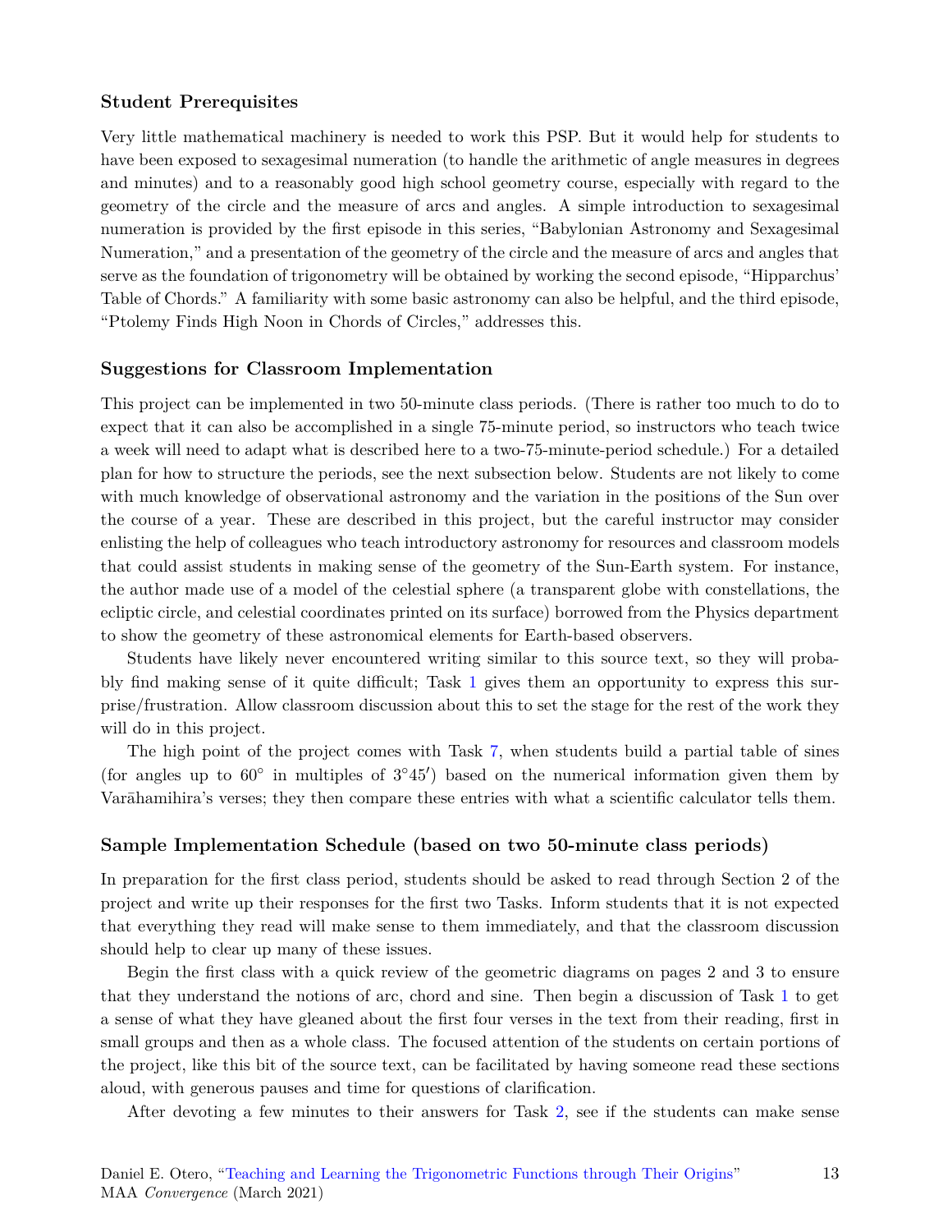### Student Prerequisites

Very little mathematical machinery is needed to work this PSP. But it would help for students to have been exposed to sexagesimal numeration (to handle the arithmetic of angle measures in degrees and minutes) and to a reasonably good high school geometry course, especially with regard to the geometry of the circle and the measure of arcs and angles. A simple introduction to sexagesimal numeration is provided by the first episode in this series, "Babylonian Astronomy and Sexagesimal Numeration," and a presentation of the geometry of the circle and the measure of arcs and angles that serve as the foundation of trigonometry will be obtained by working the second episode, "Hipparchus' Table of Chords." A familiarity with some basic astronomy can also be helpful, and the third episode, "Ptolemy Finds High Noon in Chords of Circles," addresses this.

### Suggestions for Classroom Implementation

This project can be implemented in two 50-minute class periods. (There is rather too much to do to expect that it can also be accomplished in a single 75-minute period, so instructors who teach twice a week will need to adapt what is described here to a two-75-minute-period schedule.) For a detailed plan for how to structure the periods, see the next subsection below. Students are not likely to come with much knowledge of observational astronomy and the variation in the positions of the Sun over the course of a year. These are described in this project, but the careful instructor may consider enlisting the help of colleagues who teach introductory astronomy for resources and classroom models that could assist students in making sense of the geometry of the Sun-Earth system. For instance, the author made use of a model of the celestial sphere (a transparent globe with constellations, the ecliptic circle, and celestial coordinates printed on its surface) borrowed from the Physics department to show the geometry of these astronomical elements for Earth-based observers.

Students have likely never encountered writing similar to this source text, so they will probably find making sense of it quite difficult; Task 1 gives them an opportunity to express this surprise/frustration. Allow classroom discussion about this to set the stage for the rest of the work they will do in this project.

The high point of the project comes with Task 7, when students build a partial table of sines (for angles up to $60^\circ$ in multiples of $3^\circ 45'$) based on the numerical information given them by Varāhamihira's verses; they then compare these entries with what a scientific calculator tells them.

### Sample Implementation Schedule (based on two 50-minute class periods)

In preparation for the first class period, students should be asked to read through Section 2 of the project and write up their responses for the first two Tasks. Inform students that it is not expected that everything they read will make sense to them immediately, and that the classroom discussion should help to clear up many of these issues.

Begin the first class with a quick review of the geometric diagrams on pages 2 and 3 to ensure that they understand the notions of arc, chord and sine. Then begin a discussion of Task 1 to get a sense of what they have gleaned about the first four verses in the text from their reading, first in small groups and then as a whole class. The focused attention of the students on certain portions of the project, like this bit of the source text, can be facilitated by having someone read these sections aloud, with generous pauses and time for questions of clarification.

After devoting a few minutes to their answers for Task 2, see if the students can make sense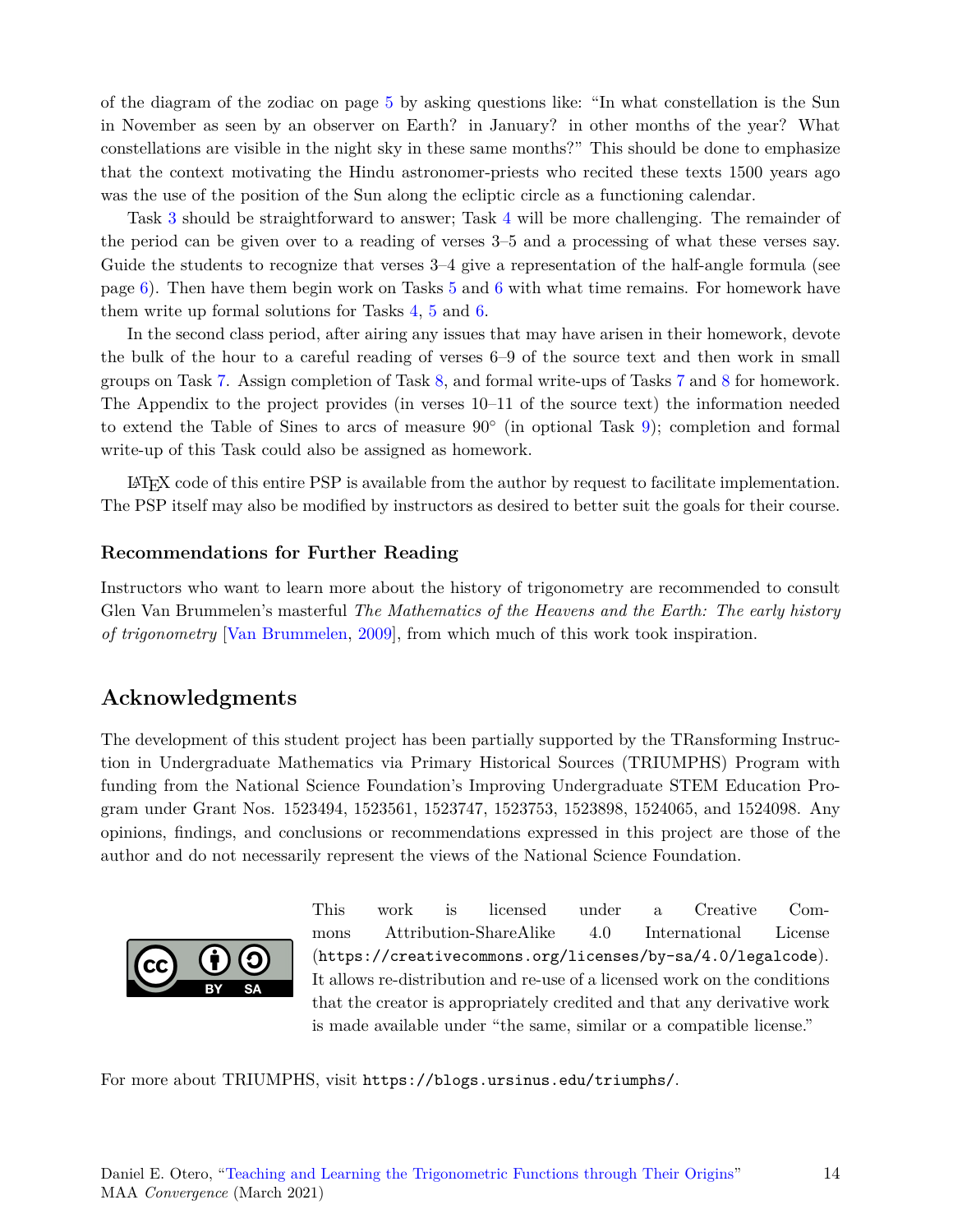of the diagram of the zodiac on page 5 by asking questions like: "In what constellation is the Sun in November as seen by an observer on Earth? in January? in other months of the year? What constellations are visible in the night sky in these same months?" This should be done to emphasize that the context motivating the Hindu astronomer-priests who recited these texts 1500 years ago was the use of the position of the Sun along the ecliptic circle as a functioning calendar.

Task 3 should be straightforward to answer; Task 4 will be more challenging. The remainder of the period can be given over to a reading of verses 3–5 and a processing of what these verses say. Guide the students to recognize that verses 3–4 give a representation of the half-angle formula (see page 6). Then have them begin work on Tasks 5 and 6 with what time remains. For homework have them write up formal solutions for Tasks 4, 5 and 6.

In the second class period, after airing any issues that may have arisen in their homework, devote the bulk of the hour to a careful reading of verses 6–9 of the source text and then work in small groups on Task 7. Assign completion of Task 8, and formal write-ups of Tasks 7 and 8 for homework. The Appendix to the project provides (in verses 10–11 of the source text) the information needed to extend the Table of Sines to arcs of measure 90° (in optional Task 9); completion and formal write-up of this Task could also be assigned as homework.

LaTeX code of this entire PSP is available from the author by request to facilitate implementation. The PSP itself may also be modified by instructors as desired to better suit the goals for their course.

### Recommendations for Further Reading

Instructors who want to learn more about the history of trigonometry are recommended to consult Glen Van Brummelen's masterful *The Mathematics of the Heavens and the Earth: The early history of trigonometry* [Van Brummelen, 2009], from which much of this work took inspiration.

## Acknowledgments

The development of this student project has been partially supported by the TRansforming Instruction in Undergraduate Mathematics via Primary Historical Sources (TRIUMPHS) Program with funding from the National Science Foundation's Improving Undergraduate STEM Education Program under Grant Nos. 1523494, 1523561, 1523747, 1523753, 1523898, 1524065, and 1524098. Any opinions, findings, and conclusions or recommendations expressed in this project are those of the author and do not necessarily represent the views of the National Science Foundation.

This work is licensed under a Creative Commons Attribution-ShareAlike 4.0 International License (`https://creativecommons.org/licenses/by-sa/4.0/legalcode`). It allows re-distribution and re-use of a licensed work on the conditions that the creator is appropriately credited and that any derivative work is made available under "the same, similar or a compatible license."

For more about TRIUMPHS, visit `https://blogs.ursinus.edu/triumphs/`.